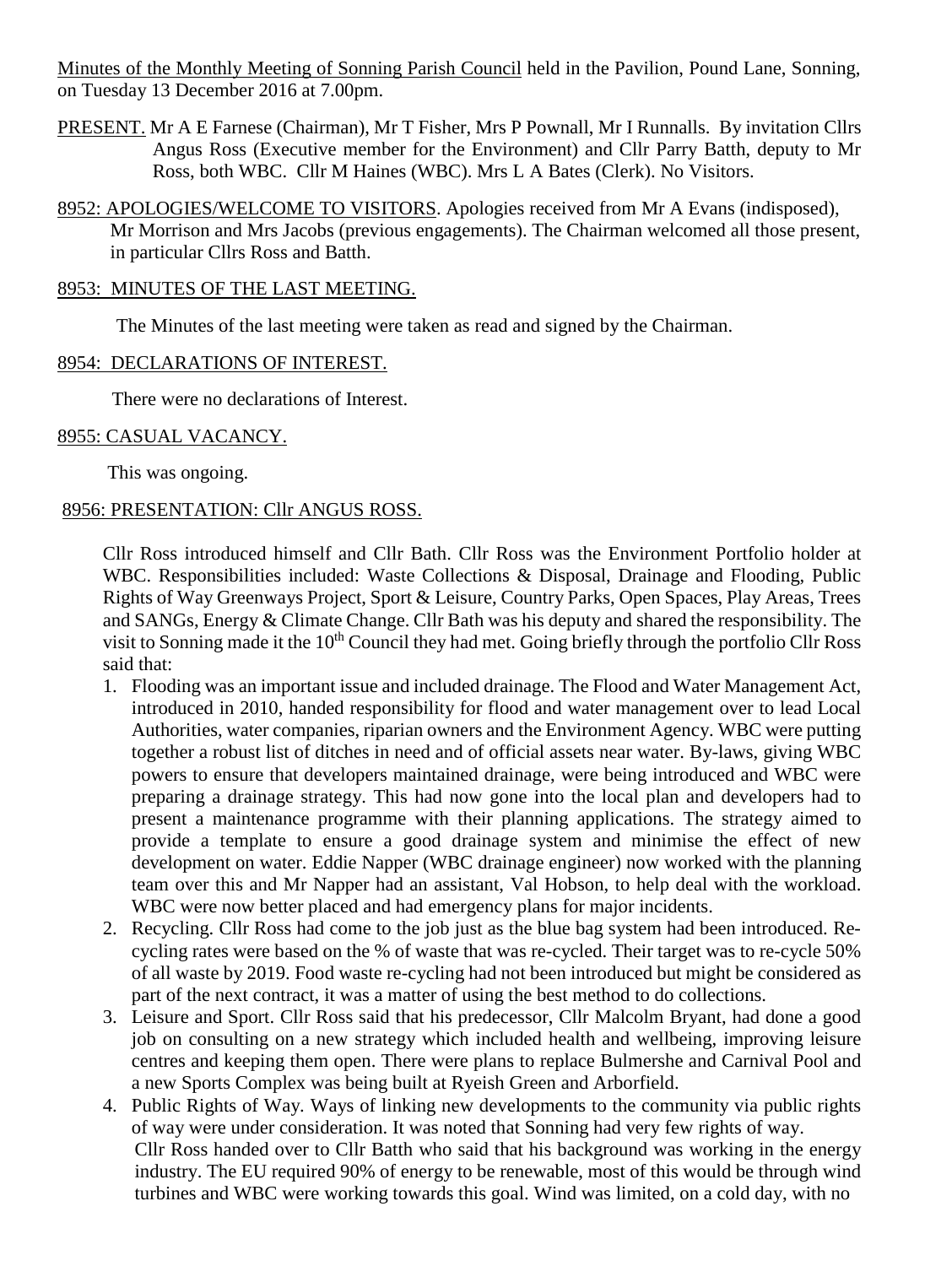Minutes of the Monthly Meeting of Sonning Parish Council held in the Pavilion, Pound Lane, Sonning, on Tuesday 13 December 2016 at 7.00pm.

PRESENT. Mr A E Farnese (Chairman), Mr T Fisher, Mrs P Pownall, Mr I Runnalls. By invitation Cllrs Angus Ross (Executive member for the Environment) and Cllr Parry Batth, deputy to Mr Ross, both WBC. Cllr M Haines (WBC). Mrs L A Bates (Clerk). No Visitors.

8952: APOLOGIES/WELCOME TO VISITORS. Apologies received from Mr A Evans (indisposed), Mr Morrison and Mrs Jacobs (previous engagements). The Chairman welcomed all those present, in particular Cllrs Ross and Batth.

8953: MINUTES OF THE LAST MEETING.

The Minutes of the last meeting were taken as read and signed by the Chairman.

8954: DECLARATIONS OF INTEREST.

There were no declarations of Interest.

8955: CASUAL VACANCY.

This was ongoing.

8956: PRESENTATION: Cllr ANGUS ROSS.

Cllr Ross introduced himself and Cllr Bath. Cllr Ross was the Environment Portfolio holder at WBC. Responsibilities included: Waste Collections & Disposal, Drainage and Flooding, Public Rights of Way Greenways Project, Sport & Leisure, Country Parks, Open Spaces, Play Areas, Trees and SANGs, Energy & Climate Change. Cllr Bath was his deputy and shared the responsibility. The visit to Sonning made it the 10th Council they had met. Going briefly through the portfolio Cllr Ross said that:

1. Flooding was an important issue and included drainage. The Flood and Water Management Act, introduced in 2010, handed responsibility for flood and water management over to lead Local Authorities, water companies, riparian owners and the Environment Agency. WBC were putting together a robust list of ditches in need and of official assets near water. By-laws, giving WBC powers to ensure that developers maintained drainage, were being introduced and WBC were preparing a drainage strategy. This had now gone into the local plan and developers had to present a maintenance programme with their planning applications. The strategy aimed to provide a template to ensure a good drainage system and minimise the effect of new development on water. Eddie Napper (WBC drainage engineer) now worked with the planning team over this and Mr Napper had an assistant, Val Hobson, to help deal with the workload. WBC were now better placed and had emergency plans for major incidents.
2. Recycling. Cllr Ross had come to the job just as the blue bag system had been introduced. Re-cycling rates were based on the % of waste that was re-cycled. Their target was to re-cycle 50% of all waste by 2019. Food waste re-cycling had not been introduced but might be considered as part of the next contract, it was a matter of using the best method to do collections.
3. Leisure and Sport. Cllr Ross said that his predecessor, Cllr Malcolm Bryant, had done a good job on consulting on a new strategy which included health and wellbeing, improving leisure centres and keeping them open. There were plans to replace Bulmershe and Carnival Pool and a new Sports Complex was being built at Ryeish Green and Arborfield.
4. Public Rights of Way. Ways of linking new developments to the community via public rights of way were under consideration. It was noted that Sonning had very few rights of way.

Cllr Ross handed over to Cllr Batth who said that his background was working in the energy industry. The EU required 90% of energy to be renewable, most of this would be through wind turbines and WBC were working towards this goal. Wind was limited, on a cold day, with no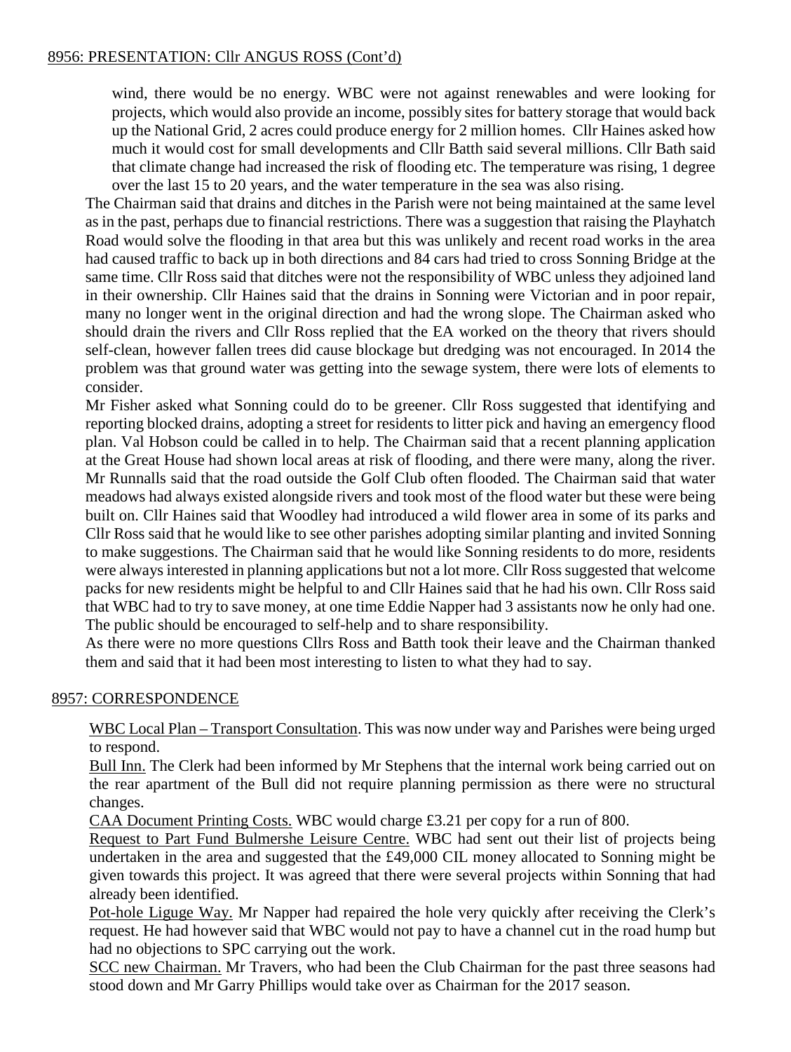## 8956: PRESENTATION: Cllr ANGUS ROSS (Cont'd)

wind, there would be no energy. WBC were not against renewables and were looking for projects, which would also provide an income, possibly sites for battery storage that would back up the National Grid, 2 acres could produce energy for 2 million homes. Cllr Haines asked how much it would cost for small developments and Cllr Batth said several millions. Cllr Bath said that climate change had increased the risk of flooding etc. The temperature was rising, 1 degree over the last 15 to 20 years, and the water temperature in the sea was also rising.

The Chairman said that drains and ditches in the Parish were not being maintained at the same level as in the past, perhaps due to financial restrictions. There was a suggestion that raising the Playhatch Road would solve the flooding in that area but this was unlikely and recent road works in the area had caused traffic to back up in both directions and 84 cars had tried to cross Sonning Bridge at the same time. Cllr Ross said that ditches were not the responsibility of WBC unless they adjoined land in their ownership. Cllr Haines said that the drains in Sonning were Victorian and in poor repair, many no longer went in the original direction and had the wrong slope. The Chairman asked who should drain the rivers and Cllr Ross replied that the EA worked on the theory that rivers should self-clean, however fallen trees did cause blockage but dredging was not encouraged. In 2014 the problem was that ground water was getting into the sewage system, there were lots of elements to consider.

Mr Fisher asked what Sonning could do to be greener. Cllr Ross suggested that identifying and reporting blocked drains, adopting a street for residents to litter pick and having an emergency flood plan. Val Hobson could be called in to help. The Chairman said that a recent planning application at the Great House had shown local areas at risk of flooding, and there were many, along the river. Mr Runnalls said that the road outside the Golf Club often flooded. The Chairman said that water meadows had always existed alongside rivers and took most of the flood water but these were being built on. Cllr Haines said that Woodley had introduced a wild flower area in some of its parks and Cllr Ross said that he would like to see other parishes adopting similar planting and invited Sonning to make suggestions. The Chairman said that he would like Sonning residents to do more, residents were always interested in planning applications but not a lot more. Cllr Ross suggested that welcome packs for new residents might be helpful to and Cllr Haines said that he had his own. Cllr Ross said that WBC had to try to save money, at one time Eddie Napper had 3 assistants now he only had one. The public should be encouraged to self-help and to share responsibility.

As there were no more questions Cllrs Ross and Batth took their leave and the Chairman thanked them and said that it had been most interesting to listen to what they had to say.

## 8957: CORRESPONDENCE

WBC Local Plan – Transport Consultation. This was now under way and Parishes were being urged to respond.

Bull Inn. The Clerk had been informed by Mr Stephens that the internal work being carried out on the rear apartment of the Bull did not require planning permission as there were no structural changes.

CAA Document Printing Costs. WBC would charge £3.21 per copy for a run of 800.

Request to Part Fund Bulmershe Leisure Centre. WBC had sent out their list of projects being undertaken in the area and suggested that the £49,000 CIL money allocated to Sonning might be given towards this project. It was agreed that there were several projects within Sonning that had already been identified.

Pot-hole Liguge Way. Mr Napper had repaired the hole very quickly after receiving the Clerk's request. He had however said that WBC would not pay to have a channel cut in the road hump but had no objections to SPC carrying out the work.

SCC new Chairman. Mr Travers, who had been the Club Chairman for the past three seasons had stood down and Mr Garry Phillips would take over as Chairman for the 2017 season.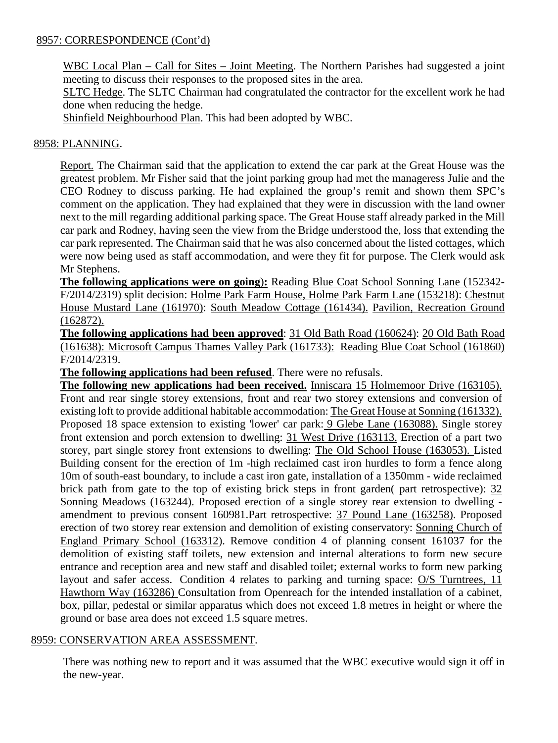8957: CORRESPONDENCE (Cont'd)

WBC Local Plan – Call for Sites – Joint Meeting. The Northern Parishes had suggested a joint meeting to discuss their responses to the proposed sites in the area.
SLTC Hedge. The SLTC Chairman had congratulated the contractor for the excellent work he had done when reducing the hedge.
Shinfield Neighbourhood Plan. This had been adopted by WBC.

8958: PLANNING.

Report. The Chairman said that the application to extend the car park at the Great House was the greatest problem. Mr Fisher said that the joint parking group had met the manageress Julie and the CEO Rodney to discuss parking. He had explained the group's remit and shown them SPC's comment on the application. They had explained that they were in discussion with the land owner next to the mill regarding additional parking space. The Great House staff already parked in the Mill car park and Rodney, having seen the view from the Bridge understood the, loss that extending the car park represented. The Chairman said that he was also concerned about the listed cottages, which were now being used as staff accommodation, and were they fit for purpose. The Clerk would ask Mr Stephens.

**The following applications were on going):** Reading Blue Coat School Sonning Lane (152342-F/2014/2319) split decision: Holme Park Farm House, Holme Park Farm Lane (153218): Chestnut House Mustard Lane (161970): South Meadow Cottage (161434). Pavilion, Recreation Ground (162872).

**The following applications had been approved**: 31 Old Bath Road (160624): 20 Old Bath Road (161638): Microsoft Campus Thames Valley Park (161733): Reading Blue Coat School (161860) F/2014/2319.

**The following applications had been refused**. There were no refusals.

**The following new applications had been received.** Inniscara 15 Holmemoor Drive (163105). Front and rear single storey extensions, front and rear two storey extensions and conversion of existing loft to provide additional habitable accommodation: The Great House at Sonning (161332). Proposed 18 space extension to existing 'lower' car park: 9 Glebe Lane (163088). Single storey front extension and porch extension to dwelling: 31 West Drive (163113. Erection of a part two storey, part single storey front extensions to dwelling: The Old School House (163053). Listed Building consent for the erection of 1m -high reclaimed cast iron hurdles to form a fence along 10m of south-east boundary, to include a cast iron gate, installation of a 1350mm - wide reclaimed brick path from gate to the top of existing brick steps in front garden( part retrospective): 32 Sonning Meadows (163244). Proposed erection of a single storey rear extension to dwelling - amendment to previous consent 160981.Part retrospective: 37 Pound Lane (163258). Proposed erection of two storey rear extension and demolition of existing conservatory: Sonning Church of England Primary School (163312). Remove condition 4 of planning consent 161037 for the demolition of existing staff toilets, new extension and internal alterations to form new secure entrance and reception area and new staff and disabled toilet; external works to form new parking layout and safer access. Condition 4 relates to parking and turning space: O/S Turntrees, 11 Hawthorn Way (163286) Consultation from Openreach for the intended installation of a cabinet, box, pillar, pedestal or similar apparatus which does not exceed 1.8 metres in height or where the ground or base area does not exceed 1.5 square metres.

8959: CONSERVATION AREA ASSESSMENT.

There was nothing new to report and it was assumed that the WBC executive would sign it off in the new-year.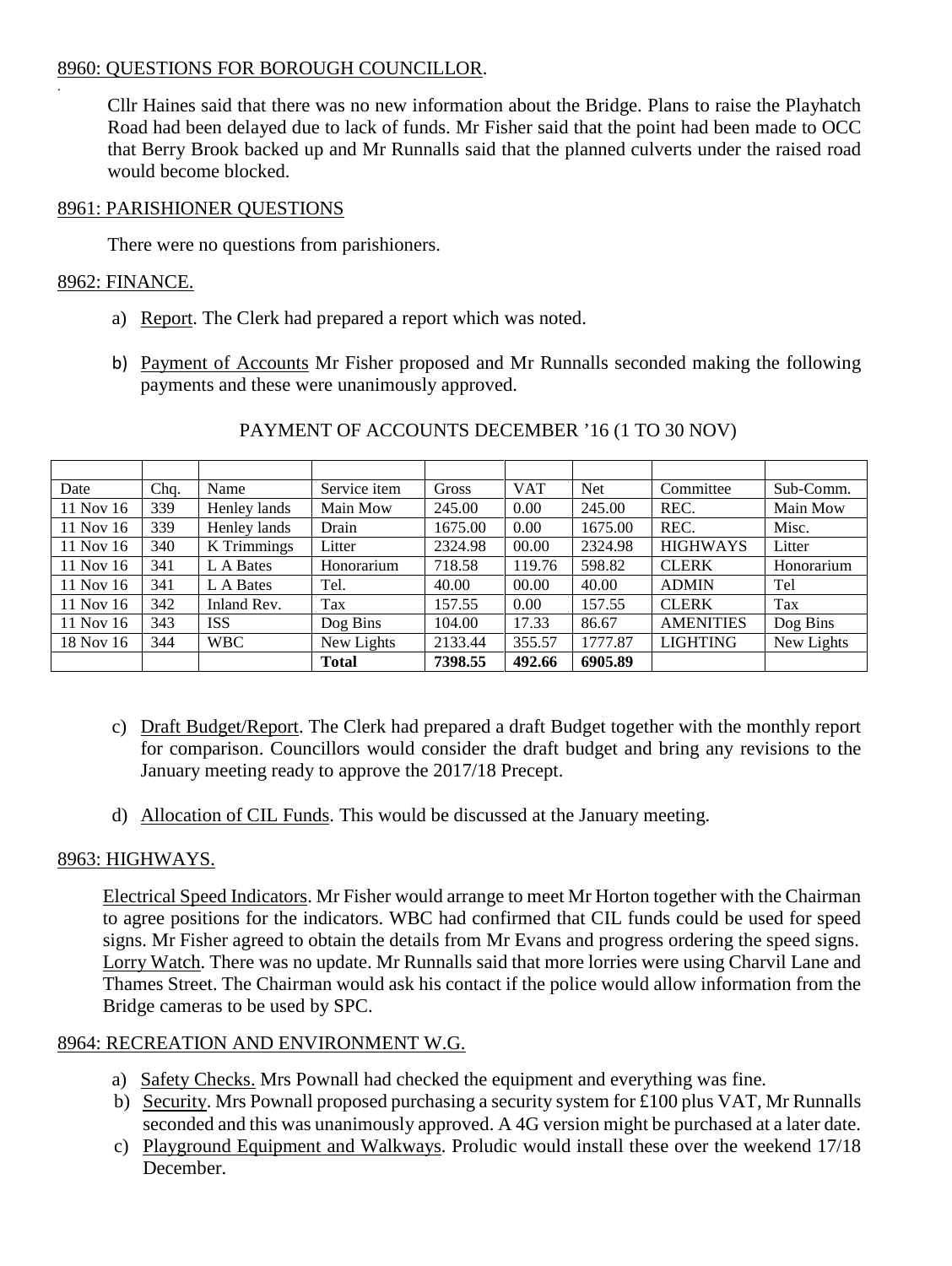## 8960: QUESTIONS FOR BOROUGH COUNCILLOR.

Cllr Haines said that there was no new information about the Bridge. Plans to raise the Playhatch Road had been delayed due to lack of funds. Mr Fisher said that the point had been made to OCC that Berry Brook backed up and Mr Runnalls said that the planned culverts under the raised road would become blocked.

## 8961: PARISHIONER QUESTIONS

There were no questions from parishioners.

## 8962: FINANCE.

a) Report. The Clerk had prepared a report which was noted.

b) Payment of Accounts Mr Fisher proposed and Mr Runnalls seconded making the following payments and these were unanimously approved.

PAYMENT OF ACCOUNTS DECEMBER '16 (1 TO 30 NOV)

| | | | | | | | | |
|---|---|---|---|---|---|---|---|---|
| Date | Chq. | Name | Service item | Gross | VAT | Net | Committee | Sub-Comm. |
| 11 Nov 16 | 339 | Henley lands | Main Mow | 245.00 | 0.00 | 245.00 | REC. | Main Mow |
| 11 Nov 16 | 339 | Henley lands | Drain | 1675.00 | 0.00 | 1675.00 | REC. | Misc. |
| 11 Nov 16 | 340 | K Trimmings | Litter | 2324.98 | 00.00 | 2324.98 | HIGHWAYS | Litter |
| 11 Nov 16 | 341 | L A Bates | Honorarium | 718.58 | 119.76 | 598.82 | CLERK | Honorarium |
| 11 Nov 16 | 341 | L A Bates | Tel. | 40.00 | 00.00 | 40.00 | ADMIN | Tel |
| 11 Nov 16 | 342 | Inland Rev. | Tax | 157.55 | 0.00 | 157.55 | CLERK | Tax |
| 11 Nov 16 | 343 | ISS | Dog Bins | 104.00 | 17.33 | 86.67 | AMENITIES | Dog Bins |
| 18 Nov 16 | 344 | WBC | New Lights | 2133.44 | 355.57 | 1777.87 | LIGHTING | New Lights |
| | | | **Total** | **7398.55** | **492.66** | **6905.89** | | |

c) Draft Budget/Report. The Clerk had prepared a draft Budget together with the monthly report for comparison. Councillors would consider the draft budget and bring any revisions to the January meeting ready to approve the 2017/18 Precept.

d) Allocation of CIL Funds. This would be discussed at the January meeting.

## 8963: HIGHWAYS.

Electrical Speed Indicators. Mr Fisher would arrange to meet Mr Horton together with the Chairman to agree positions for the indicators. WBC had confirmed that CIL funds could be used for speed signs. Mr Fisher agreed to obtain the details from Mr Evans and progress ordering the speed signs. Lorry Watch. There was no update. Mr Runnalls said that more lorries were using Charvil Lane and Thames Street. The Chairman would ask his contact if the police would allow information from the Bridge cameras to be used by SPC.

## 8964: RECREATION AND ENVIRONMENT W.G.

a) Safety Checks. Mrs Pownall had checked the equipment and everything was fine.
b) Security. Mrs Pownall proposed purchasing a security system for £100 plus VAT, Mr Runnalls seconded and this was unanimously approved. A 4G version might be purchased at a later date.
c) Playground Equipment and Walkways. Proludic would install these over the weekend 17/18 December.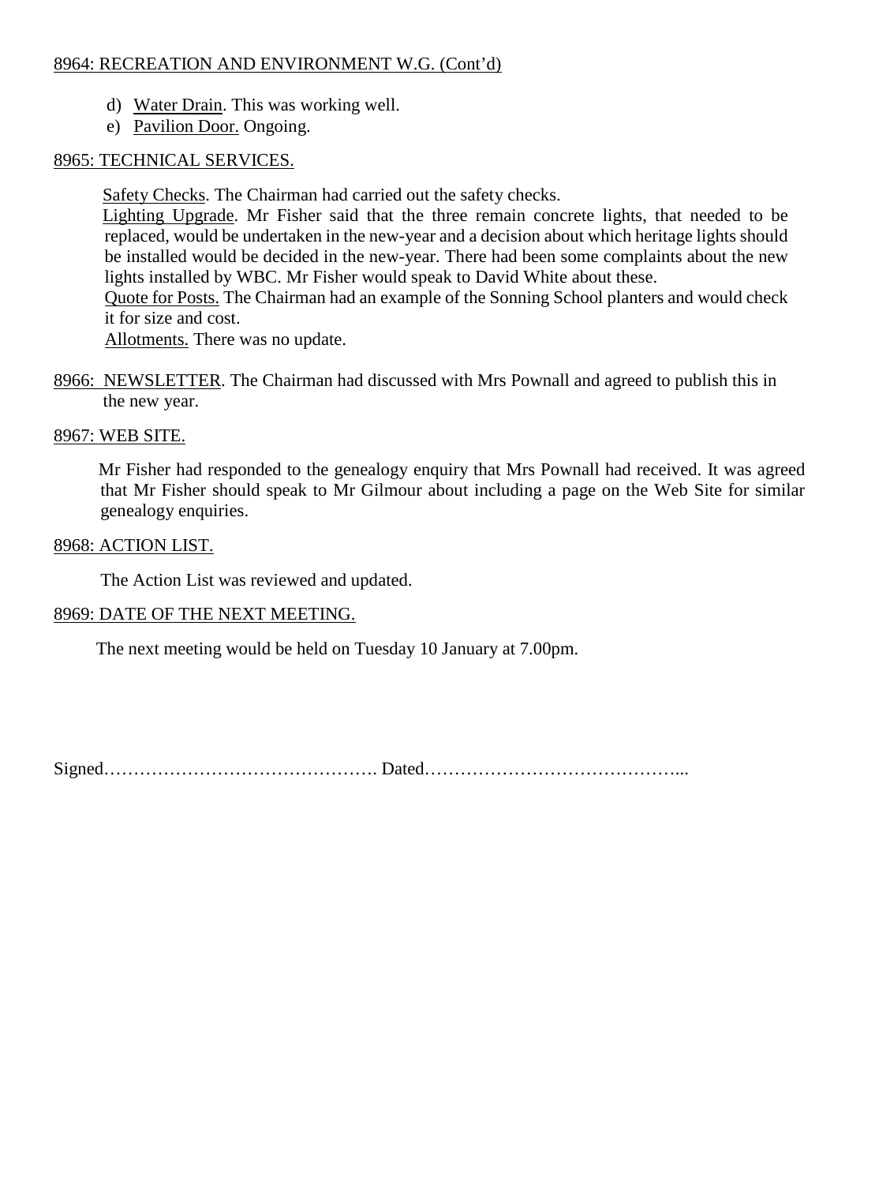8964: RECREATION AND ENVIRONMENT W.G. (Cont'd)

d) Water Drain. This was working well.
e) Pavilion Door. Ongoing.

8965: TECHNICAL SERVICES.

Safety Checks. The Chairman had carried out the safety checks.

Lighting Upgrade. Mr Fisher said that the three remain concrete lights, that needed to be replaced, would be undertaken in the new-year and a decision about which heritage lights should be installed would be decided in the new-year. There had been some complaints about the new lights installed by WBC. Mr Fisher would speak to David White about these.

Quote for Posts. The Chairman had an example of the Sonning School planters and would check it for size and cost.

Allotments. There was no update.

8966: NEWSLETTER. The Chairman had discussed with Mrs Pownall and agreed to publish this in the new year.

8967: WEB SITE.

Mr Fisher had responded to the genealogy enquiry that Mrs Pownall had received. It was agreed that Mr Fisher should speak to Mr Gilmour about including a page on the Web Site for similar genealogy enquiries.

8968: ACTION LIST.

The Action List was reviewed and updated.

8969: DATE OF THE NEXT MEETING.

The next meeting would be held on Tuesday 10 January at 7.00pm.

Signed………………………………………. Dated……………………………………...